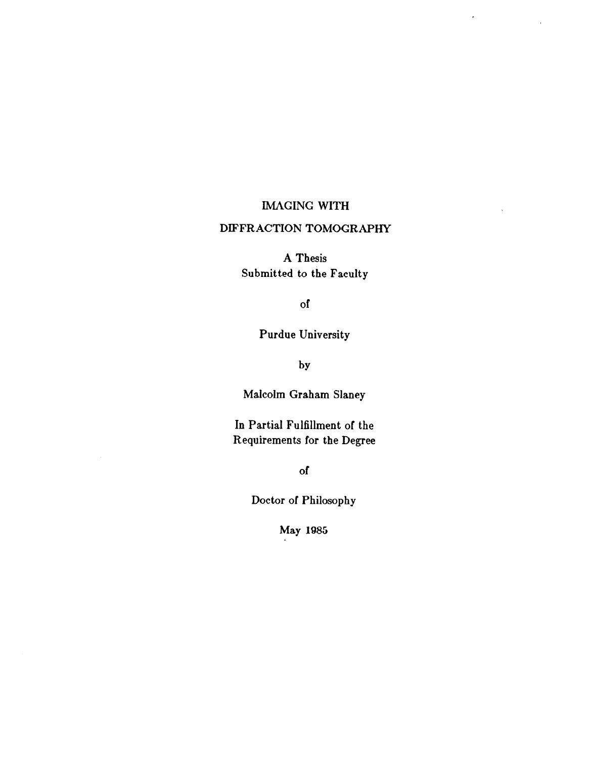# IMAGING WITH DIFFRACTION TOMOGRAPHY

A Thesis
Submitted to the Faculty

of

Purdue University

by

Malcolm Graham Slaney

In Partial Fulfillment of the
Requirements for the Degree

of

Doctor of Philosophy

May 1985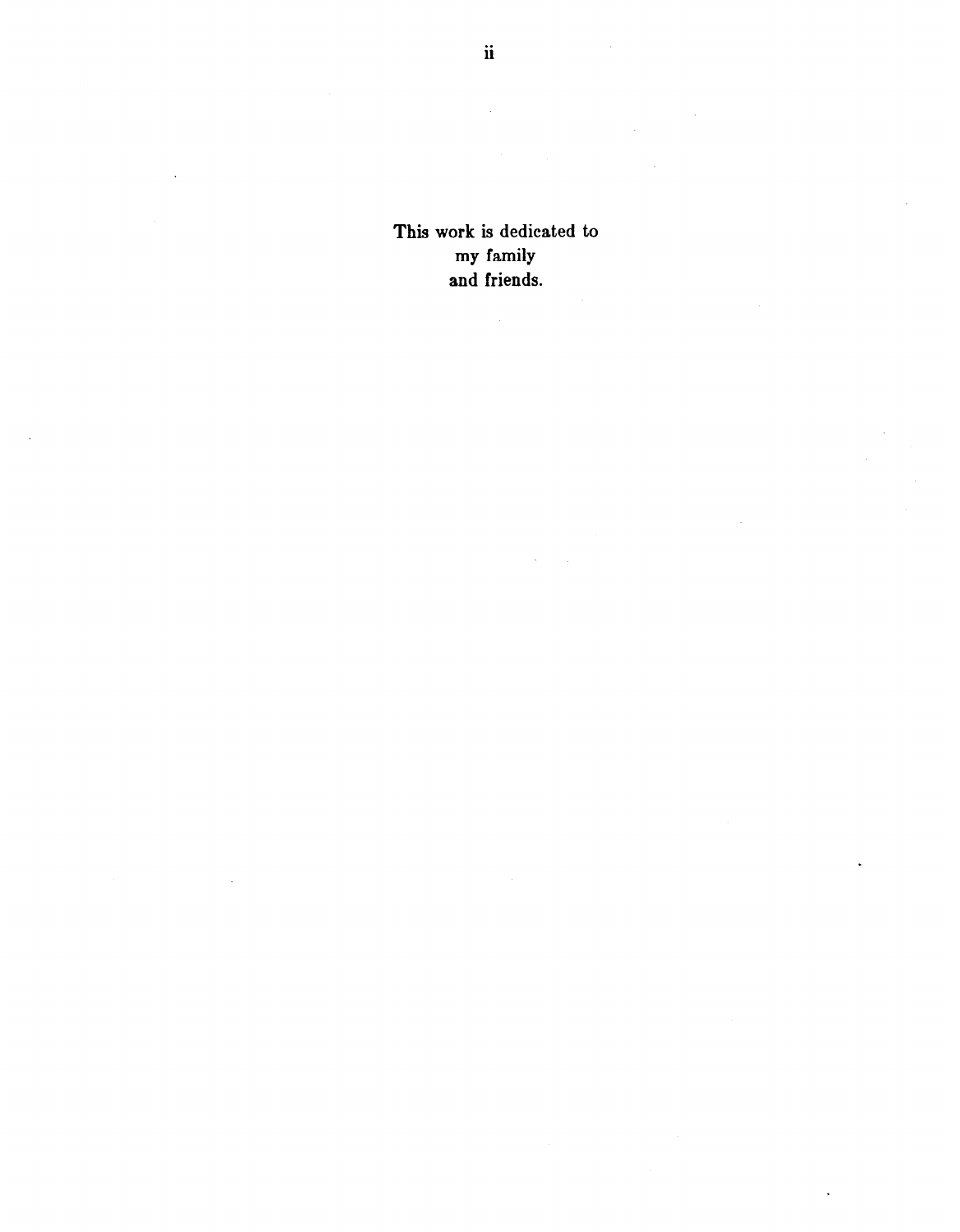This work is dedicated to
my family
and friends.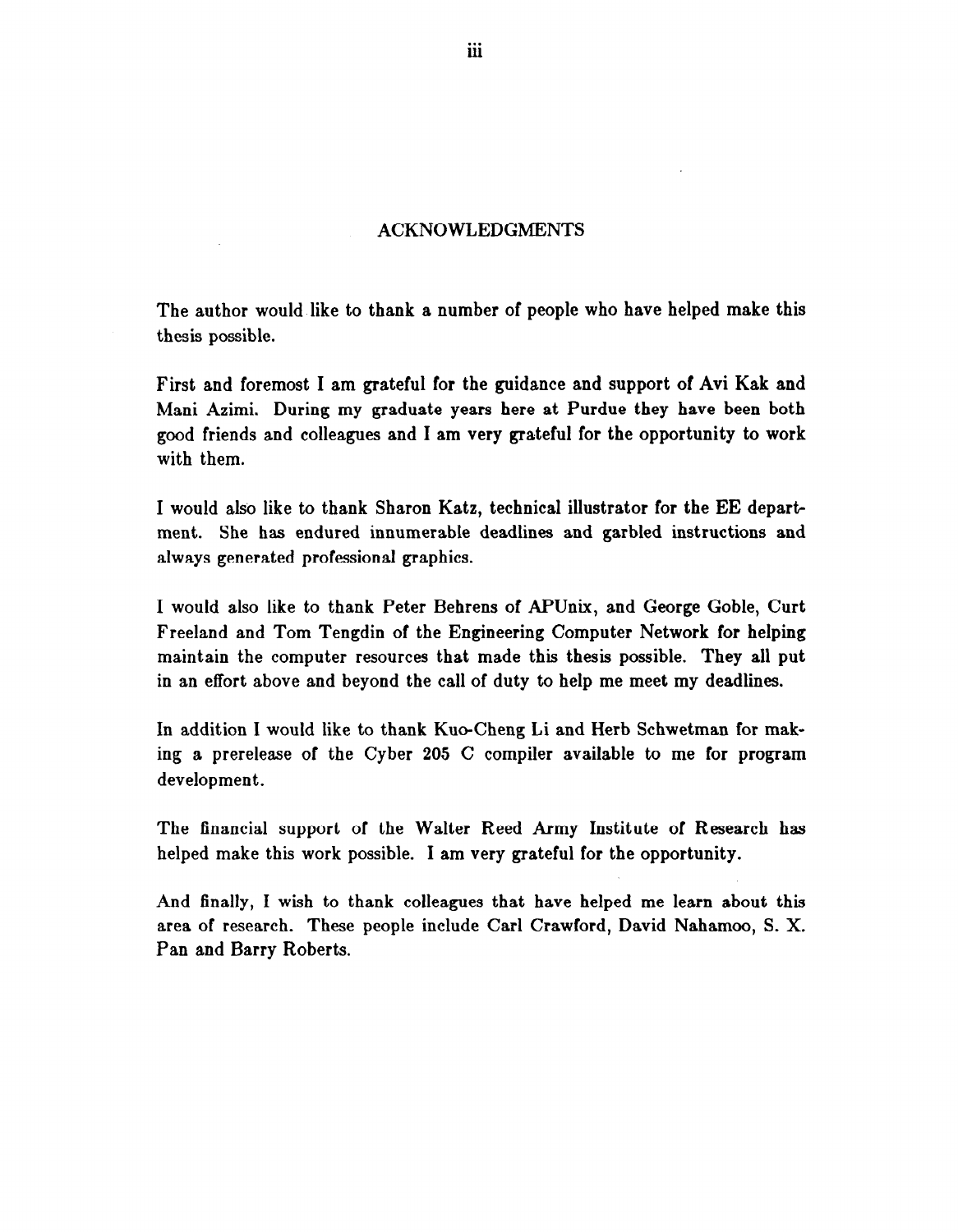## ACKNOWLEDGMENTS

The author would like to thank a number of people who have helped make this thesis possible.

First and foremost I am grateful for the guidance and support of Avi Kak and Mani Azimi. During my graduate years here at Purdue they have been both good friends and colleagues and I am very grateful for the opportunity to work with them.

I would also like to thank Sharon Katz, technical illustrator for the EE department. She has endured innumerable deadlines and garbled instructions and always generated professional graphics.

I would also like to thank Peter Behrens of APUnix, and George Goble, Curt Freeland and Tom Tengdin of the Engineering Computer Network for helping maintain the computer resources that made this thesis possible. They all put in an effort above and beyond the call of duty to help me meet my deadlines.

In addition I would like to thank Kuo-Cheng Li and Herb Schwetman for making a prerelease of the Cyber 205 C compiler available to me for program development.

The financial support of the Walter Reed Army Institute of Research has helped make this work possible. I am very grateful for the opportunity.

And finally, I wish to thank colleagues that have helped me learn about this area of research. These people include Carl Crawford, David Nahamoo, S. X. Pan and Barry Roberts.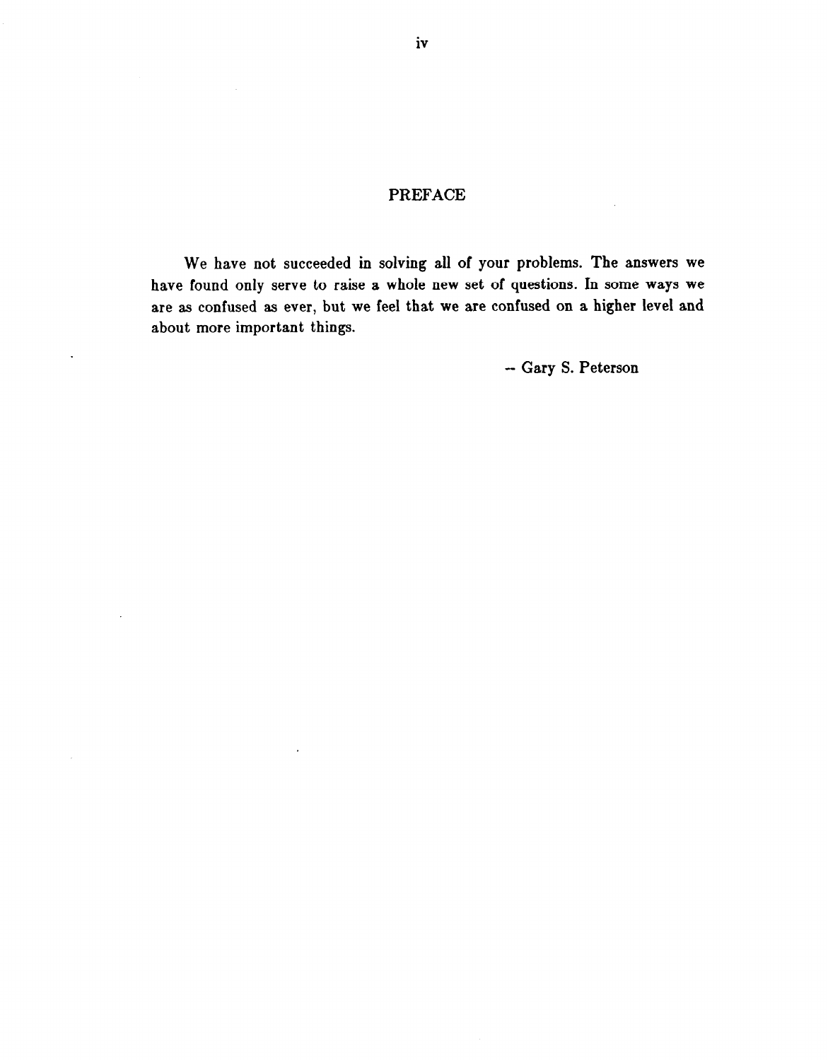## PREFACE

We have not succeeded in solving all of your problems. The answers we have found only serve to raise a whole new set of questions. In some ways we are as confused as ever, but we feel that we are confused on a higher level and about more important things.

-- Gary S. Peterson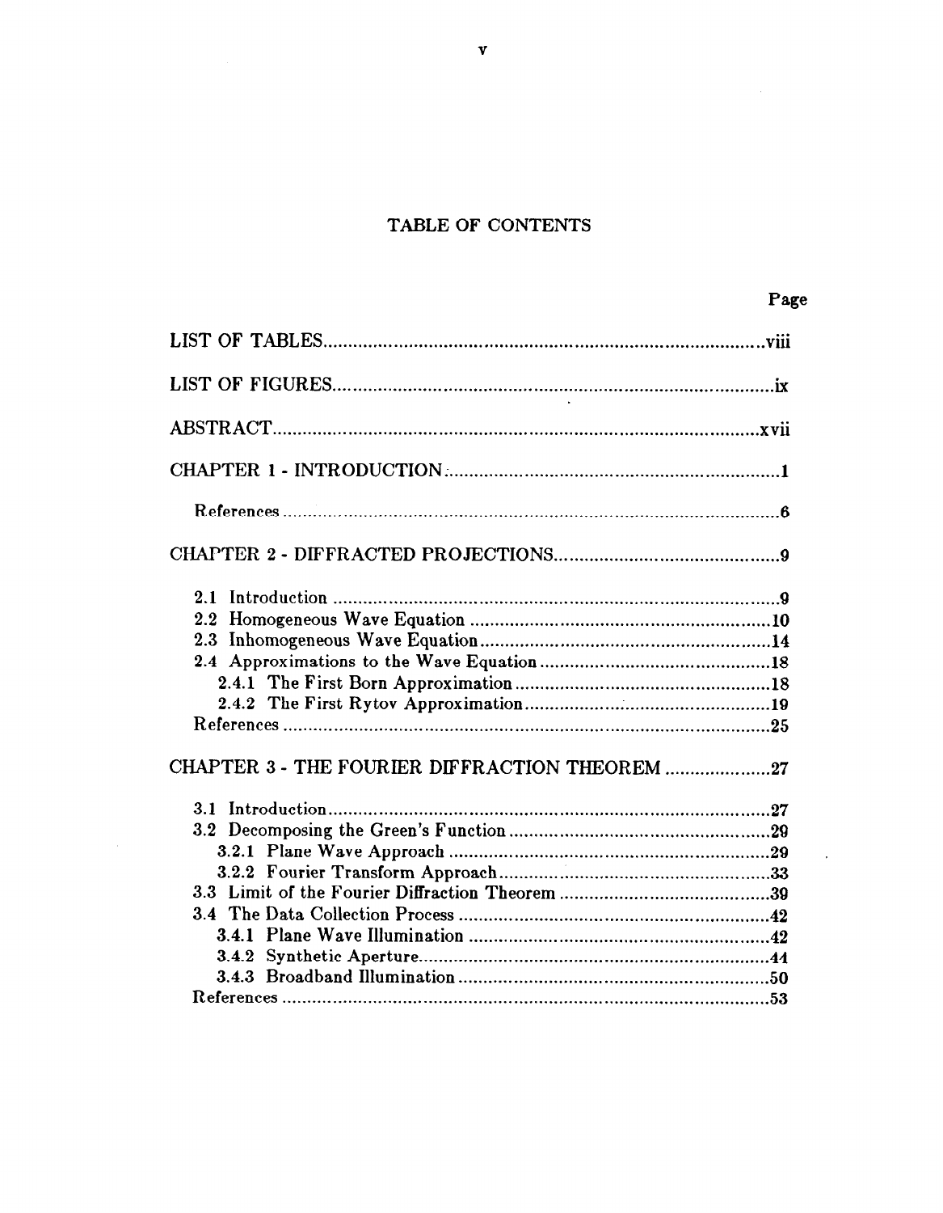# TABLE OF CONTENTS

| | Page |
|---|---|
| LIST OF TABLES | viii |
| LIST OF FIGURES | ix |
| ABSTRACT | xvii |
| CHAPTER 1 - INTRODUCTION | 1 |
| References | 6 |
| CHAPTER 2 - DIFFRACTED PROJECTIONS | 9 |
| 2.1 Introduction | 9 |
| 2.2 Homogeneous Wave Equation | 10 |
| 2.3 Inhomogeneous Wave Equation | 14 |
| 2.4 Approximations to the Wave Equation | 18 |
| 2.4.1 The First Born Approximation | 18 |
| 2.4.2 The First Rytov Approximation | 19 |
| References | 25 |
| CHAPTER 3 - THE FOURIER DIFFRACTION THEOREM | 27 |
| 3.1 Introduction | 27 |
| 3.2 Decomposing the Green's Function | 29 |
| 3.2.1 Plane Wave Approach | 29 |
| 3.2.2 Fourier Transform Approach | 33 |
| 3.3 Limit of the Fourier Diffraction Theorem | 39 |
| 3.4 The Data Collection Process | 42 |
| 3.4.1 Plane Wave Illumination | 42 |
| 3.4.2 Synthetic Aperture | 44 |
| 3.4.3 Broadband Illumination | 50 |
| References | 53 |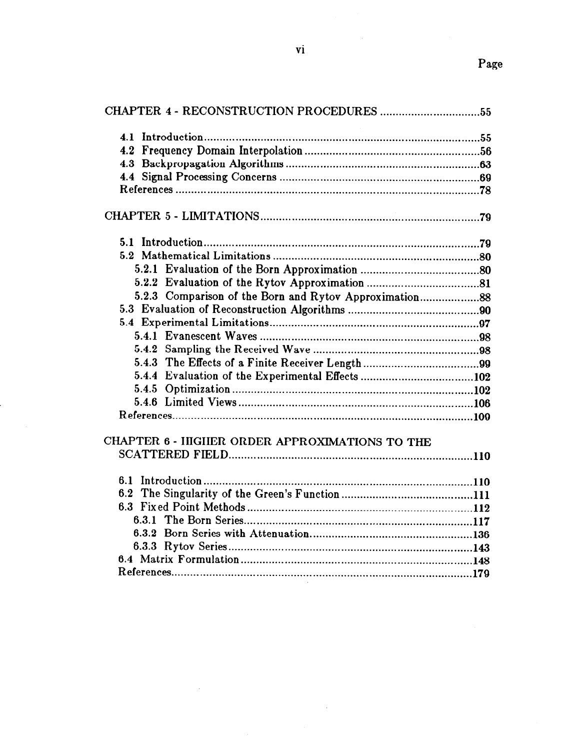Page

CHAPTER 4 - RECONSTRUCTION PROCEDURES ................................55

- 4.1 Introduction ........................................................................................55
- 4.2 Frequency Domain Interpolation ........................................................56
- 4.3 Backpropagation Algorithms ..............................................................63
- 4.4 Signal Processing Concerns ...............................................................69
- References ...............................................................................................78

CHAPTER 5 - LIMITATIONS ....................................................................79

- 5.1 Introduction ........................................................................................79
- 5.2 Mathematical Limitations ..................................................................80
  - 5.2.1 Evaluation of the Born Approximation .......................................80
  - 5.2.2 Evaluation of the Rytov Approximation .....................................81
  - 5.2.3 Comparison of the Born and Rytov Approximation ...................88
- 5.3 Evaluation of Reconstruction Algorithms ..........................................90
- 5.4 Experimental Limitations ...................................................................97
  - 5.4.1 Evanescent Waves ......................................................................98
  - 5.4.2 Sampling the Received Wave .....................................................98
  - 5.4.3 The Effects of a Finite Receiver Length .....................................99
  - 5.4.4 Evaluation of the Experimental Effects ....................................102
  - 5.4.5 Optimization .............................................................................102
  - 5.4.6 Limited Views ...........................................................................106
- References ...............................................................................................109

CHAPTER 6 - HIGHER ORDER APPROXIMATIONS TO THE SCATTERED FIELD ..............................................................................110

- 6.1 Introduction ......................................................................................110
- 6.2 The Singularity of the Green's Function ..........................................111
- 6.3 Fixed Point Methods ........................................................................112
  - 6.3.1 The Born Series .........................................................................117
  - 6.3.2 Born Series with Attenuation ...................................................136
  - 6.3.3 Rytov Series ..............................................................................143
- 6.4 Matrix Formulation ..........................................................................148
- References ...............................................................................................179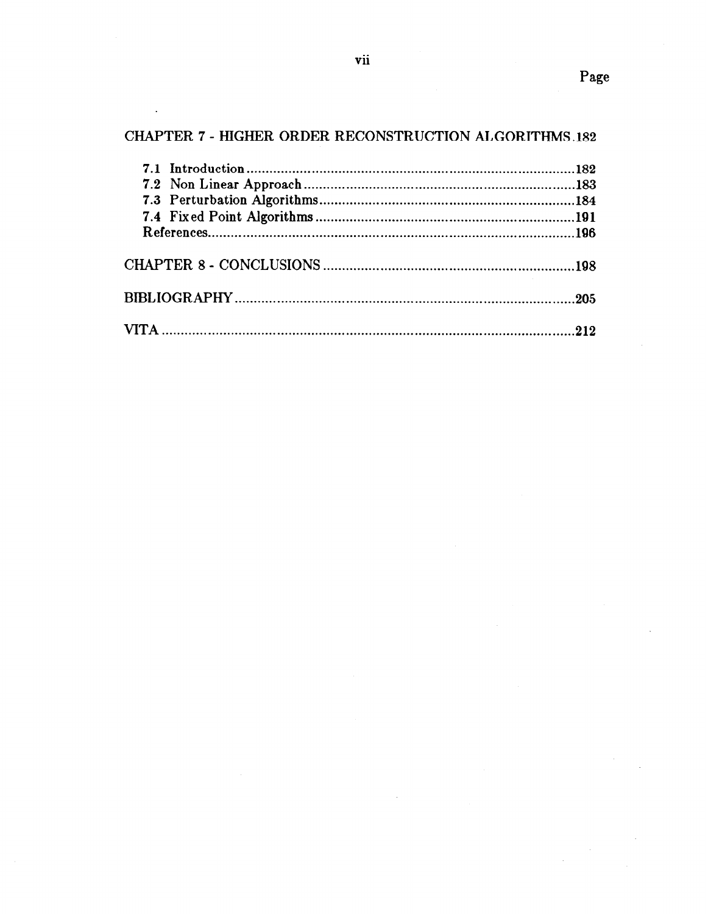| | Page |
|---|---|
| CHAPTER 7 - HIGHER ORDER RECONSTRUCTION ALGORITHMS | 182 |
| 7.1 Introduction | 182 |
| 7.2 Non Linear Approach | 183 |
| 7.3 Perturbation Algorithms | 184 |
| 7.4 Fixed Point Algorithms | 191 |
| References | 196 |
| CHAPTER 8 - CONCLUSIONS | 198 |
| BIBLIOGRAPHY | 205 |
| VITA | 212 |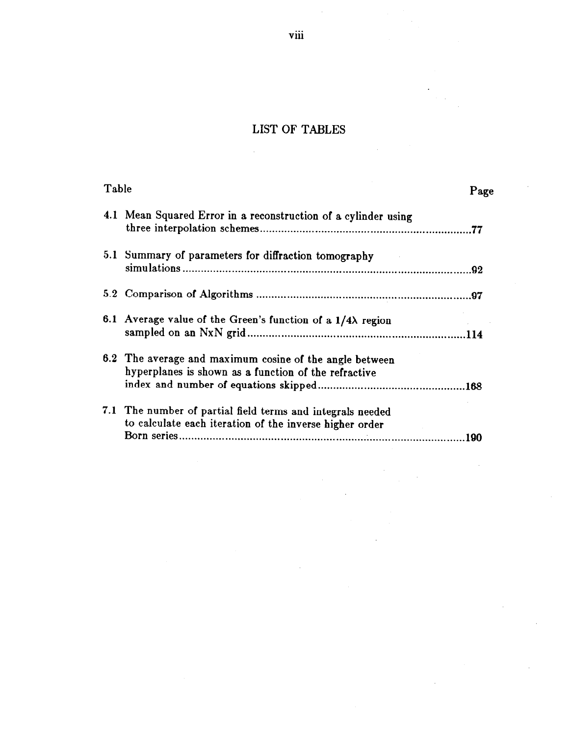# LIST OF TABLES

| Table | | Page |
|---|---|---|
| 4.1 | Mean Squared Error in a reconstruction of a cylinder using three interpolation schemes | 77 |
| 5.1 | Summary of parameters for diffraction tomography simulations | 92 |
| 5.2 | Comparison of Algorithms | 97 |
| 6.1 | Average value of the Green's function of a $1/4\lambda$ region sampled on an NxN grid | 114 |
| 6.2 | The average and maximum cosine of the angle between hyperplanes is shown as a function of the refractive index and number of equations skipped | 168 |
| 7.1 | The number of partial field terms and integrals needed to calculate each iteration of the inverse higher order Born series | 190 |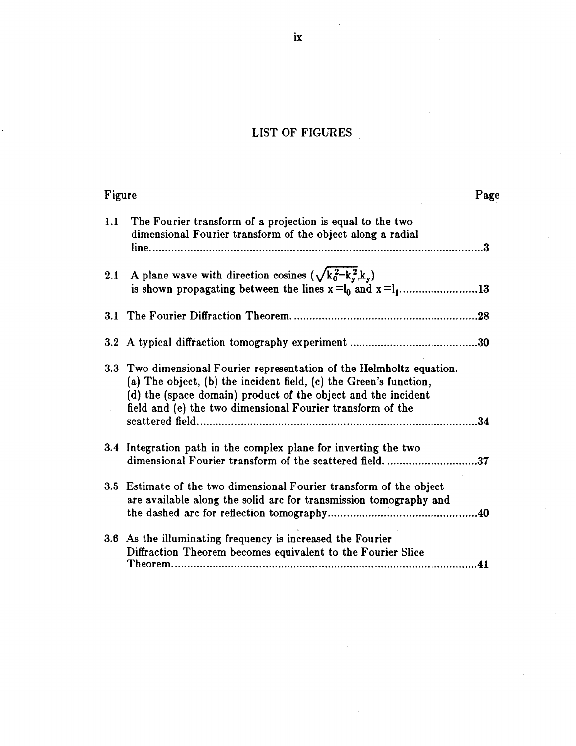# LIST OF FIGURES

| Figure | | Page |
|---|---|---|
| 1.1 | The Fourier transform of a projection is equal to the two dimensional Fourier transform of the object along a radial line | 3 |
| 2.1 | A plane wave with direction cosines $(\sqrt{k_0^2 - k_y^2}, k_y)$ is shown propagating between the lines $x = l_0$ and $x = l_1$ | 13 |
| 3.1 | The Fourier Diffraction Theorem | 28 |
| 3.2 | A typical diffraction tomography experiment | 30 |
| 3.3 | Two dimensional Fourier representation of the Helmholtz equation. (a) The object, (b) the incident field, (c) the Green's function, (d) the (space domain) product of the object and the incident field and (e) the two dimensional Fourier transform of the scattered field | 34 |
| 3.4 | Integration path in the complex plane for inverting the two dimensional Fourier transform of the scattered field | 37 |
| 3.5 | Estimate of the two dimensional Fourier transform of the object are available along the solid arc for transmission tomography and the dashed arc for reflection tomography | 40 |
| 3.6 | As the illuminating frequency is increased the Fourier Diffraction Theorem becomes equivalent to the Fourier Slice Theorem | 41 |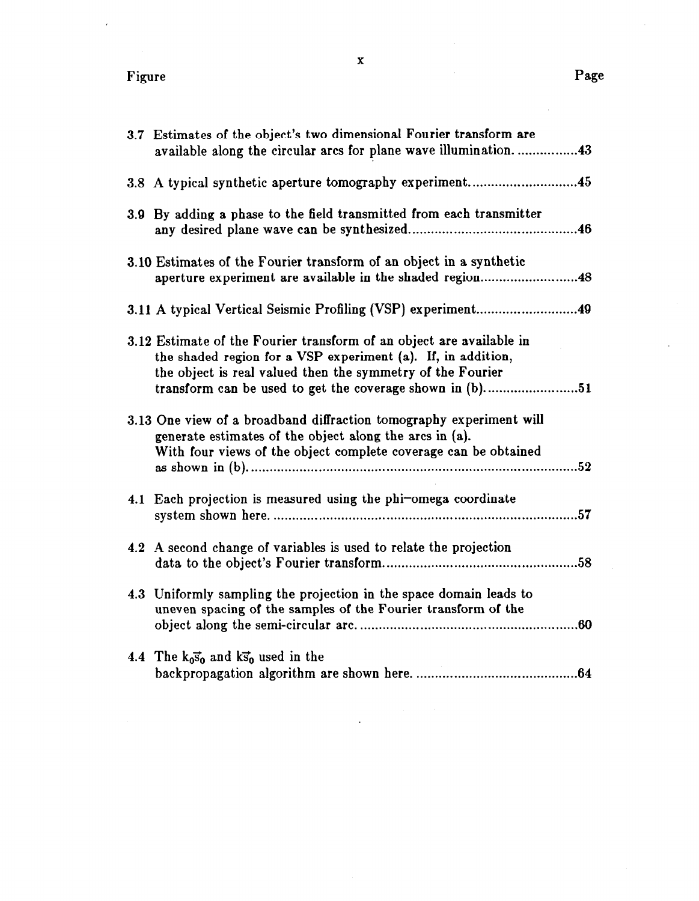| Figure | | Page |
|---|---|---|
| 3.7 | Estimates of the object's two dimensional Fourier transform are available along the circular arcs for plane wave illumination. | 43 |
| 3.8 | A typical synthetic aperture tomography experiment. | 45 |
| 3.9 | By adding a phase to the field transmitted from each transmitter any desired plane wave can be synthesized. | 46 |
| 3.10 | Estimates of the Fourier transform of an object in a synthetic aperture experiment are available in the shaded region. | 48 |
| 3.11 | A typical Vertical Seismic Profiling (VSP) experiment. | 49 |
| 3.12 | Estimate of the Fourier transform of an object are available in the shaded region for a VSP experiment (a). If, in addition, the object is real valued then the symmetry of the Fourier transform can be used to get the coverage shown in (b). | 51 |
| 3.13 | One view of a broadband diffraction tomography experiment will generate estimates of the object along the arcs in (a). With four views of the object complete coverage can be obtained as shown in (b). | 52 |
| 4.1 | Each projection is measured using the phi–omega coordinate system shown here. | 57 |
| 4.2 | A second change of variables is used to relate the projection data to the object's Fourier transform. | 58 |
| 4.3 | Uniformly sampling the projection in the space domain leads to uneven spacing of the samples of the Fourier transform of the object along the semi-circular arc. | 60 |
| 4.4 | The $k_0\vec{s}_0$ and $k\vec{s}_0$ used in the backpropagation algorithm are shown here. | 64 |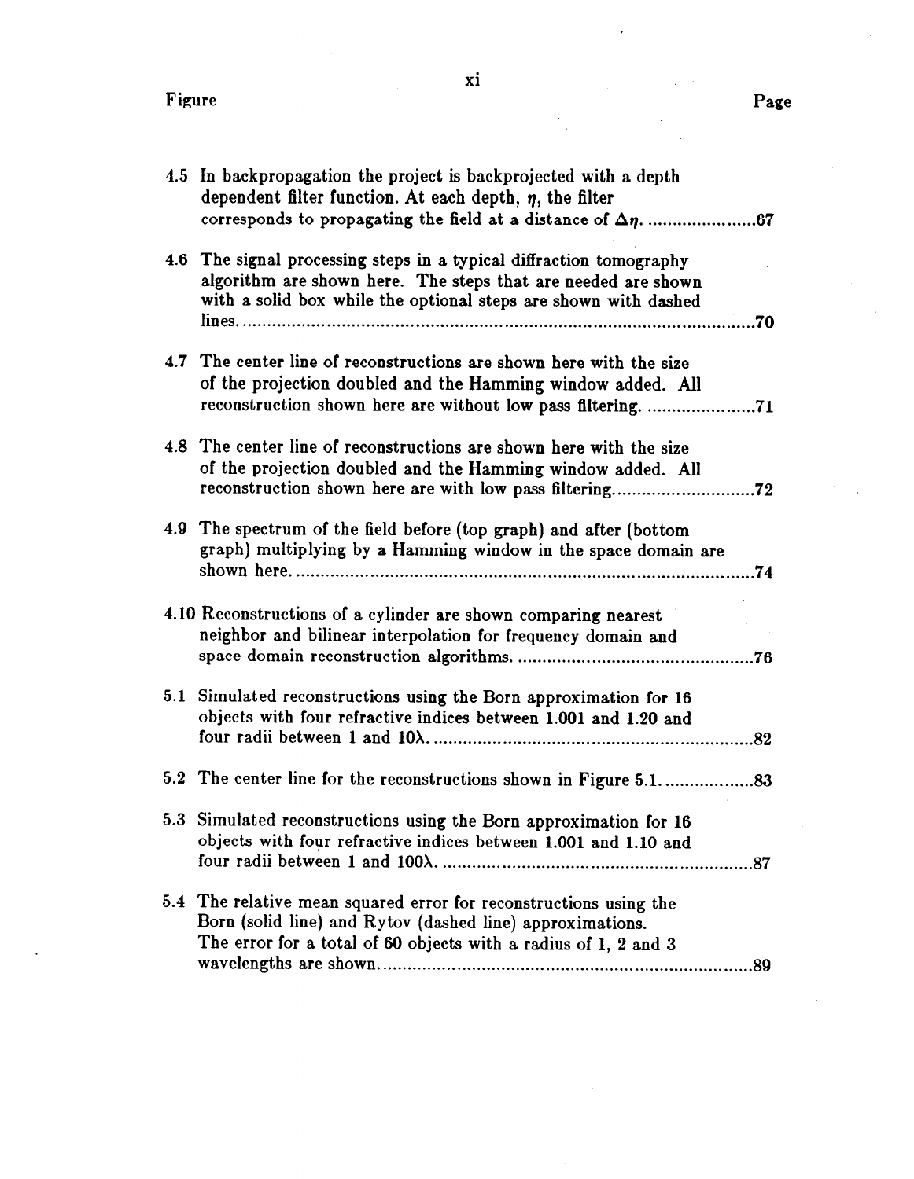| Figure | | Page |
|---|---|---|
| 4.5 | In backpropagation the project is backprojected with a depth dependent filter function. At each depth, $\eta$, the filter corresponds to propagating the field at a distance of $\Delta\eta$. | 67 |
| 4.6 | The signal processing steps in a typical diffraction tomography algorithm are shown here. The steps that are needed are shown with a solid box while the optional steps are shown with dashed lines. | 70 |
| 4.7 | The center line of reconstructions are shown here with the size of the projection doubled and the Hamming window added. All reconstruction shown here are without low pass filtering. | 71 |
| 4.8 | The center line of reconstructions are shown here with the size of the projection doubled and the Hamming window added. All reconstruction shown here are with low pass filtering. | 72 |
| 4.9 | The spectrum of the field before (top graph) and after (bottom graph) multiplying by a Hamming window in the space domain are shown here. | 74 |
| 4.10 | Reconstructions of a cylinder are shown comparing nearest neighbor and bilinear interpolation for frequency domain and space domain reconstruction algorithms. | 76 |
| 5.1 | Simulated reconstructions using the Born approximation for 16 objects with four refractive indices between 1.001 and 1.20 and four radii between 1 and $10\lambda$. | 82 |
| 5.2 | The center line for the reconstructions shown in Figure 5.1. | 83 |
| 5.3 | Simulated reconstructions using the Born approximation for 16 objects with four refractive indices between 1.001 and 1.10 and four radii between 1 and $100\lambda$. | 87 |
| 5.4 | The relative mean squared error for reconstructions using the Born (solid line) and Rytov (dashed line) approximations. The error for a total of 60 objects with a radius of 1, 2 and 3 wavelengths are shown. | 89 |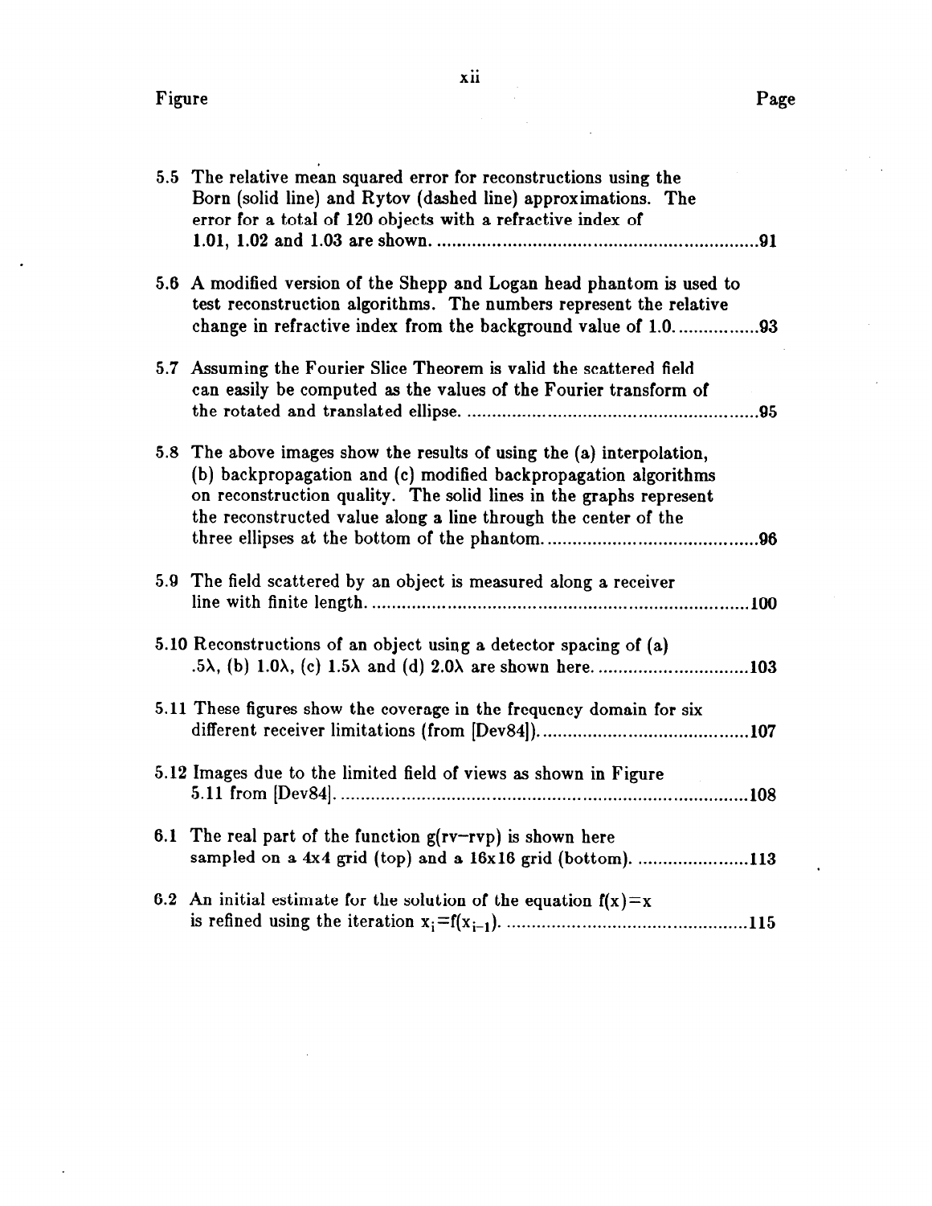| Figure | | Page |
|---|---|---|
| 5.5 | The relative mean squared error for reconstructions using the Born (solid line) and Rytov (dashed line) approximations. The error for a total of 120 objects with a refractive index of 1.01, 1.02 and 1.03 are shown. | 91 |
| 5.6 | A modified version of the Shepp and Logan head phantom is used to test reconstruction algorithms. The numbers represent the relative change in refractive index from the background value of 1.0. | 93 |
| 5.7 | Assuming the Fourier Slice Theorem is valid the scattered field can easily be computed as the values of the Fourier transform of the rotated and translated ellipse. | 95 |
| 5.8 | The above images show the results of using the (a) interpolation, (b) backpropagation and (c) modified backpropagation algorithms on reconstruction quality. The solid lines in the graphs represent the reconstructed value along a line through the center of the three ellipses at the bottom of the phantom. | 96 |
| 5.9 | The field scattered by an object is measured along a receiver line with finite length. | 100 |
| 5.10 | Reconstructions of an object using a detector spacing of (a) $.5\lambda$, (b) $1.0\lambda$, (c) $1.5\lambda$ and (d) $2.0\lambda$ are shown here. | 103 |
| 5.11 | These figures show the coverage in the frequency domain for six different receiver limitations (from [Dev84]). | 107 |
| 5.12 | Images due to the limited field of views as shown in Figure 5.11 from [Dev84]. | 108 |
| 6.1 | The real part of the function g(rv−rvp) is shown here sampled on a 4x4 grid (top) and a 16x16 grid (bottom). | 113 |
| 6.2 | An initial estimate for the solution of the equation $f(x)=x$ is refined using the iteration $x_i=f(x_{i-1})$. | 115 |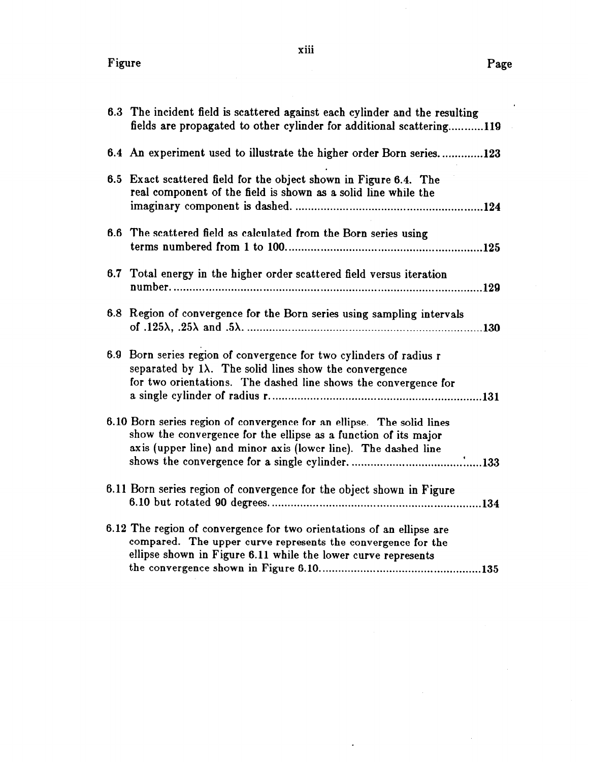| Figure | | Page |
|---|---|---|
| 6.3 | The incident field is scattered against each cylinder and the resulting fields are propagated to other cylinder for additional scattering | 119 |
| 6.4 | An experiment used to illustrate the higher order Born series | 123 |
| 6.5 | Exact scattered field for the object shown in Figure 6.4. The real component of the field is shown as a solid line while the imaginary component is dashed. | 124 |
| 6.6 | The scattered field as calculated from the Born series using terms numbered from 1 to 100. | 125 |
| 6.7 | Total energy in the higher order scattered field versus iteration number. | 129 |
| 6.8 | Region of convergence for the Born series using sampling intervals of $.125\lambda$, $.25\lambda$ and $.5\lambda$. | 130 |
| 6.9 | Born series region of convergence for two cylinders of radius r separated by $1\lambda$. The solid lines show the convergence for two orientations. The dashed line shows the convergence for a single cylinder of radius r. | 131 |
| 6.10 | Born series region of convergence for an ellipse. The solid lines show the convergence for the ellipse as a function of its major axis (upper line) and minor axis (lower line). The dashed line shows the convergence for a single cylinder. | 133 |
| 6.11 | Born series region of convergence for the object shown in Figure 6.10 but rotated 90 degrees. | 134 |
| 6.12 | The region of convergence for two orientations of an ellipse are compared. The upper curve represents the convergence for the ellipse shown in Figure 6.11 while the lower curve represents the convergence shown in Figure 6.10. | 135 |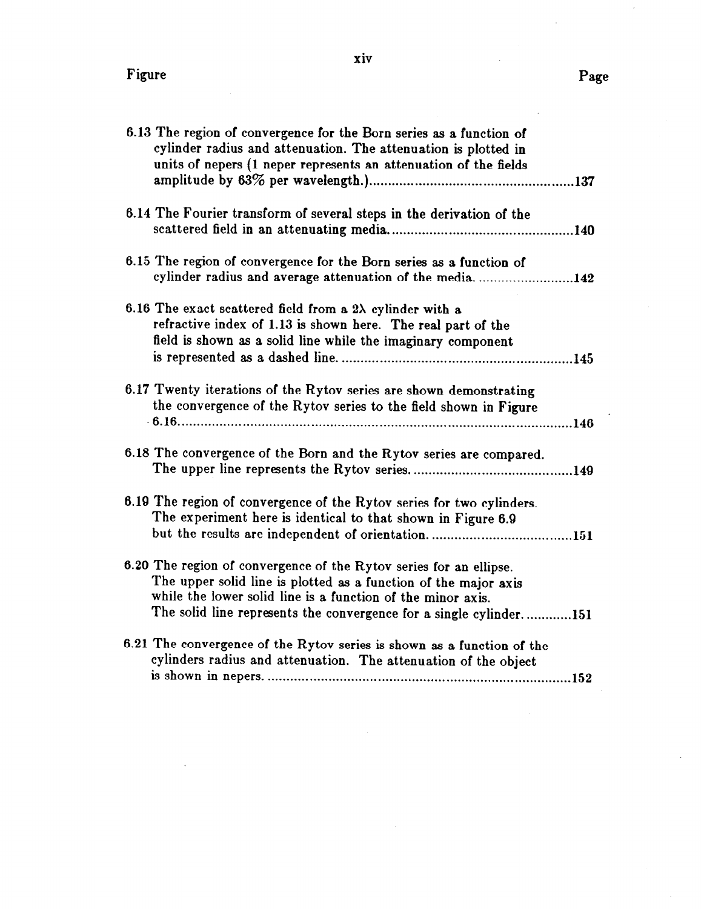| Figure | Page |
|---|---|
| 6.13 The region of convergence for the Born series as a function of cylinder radius and attenuation. The attenuation is plotted in units of nepers (1 neper represents an attenuation of the fields amplitude by 63% per wavelength.) | 137 |
| 6.14 The Fourier transform of several steps in the derivation of the scattered field in an attenuating media. | 140 |
| 6.15 The region of convergence for the Born series as a function of cylinder radius and average attenuation of the media. | 142 |
| 6.16 The exact scattered field from a $2\lambda$ cylinder with a refractive index of 1.13 is shown here. The real part of the field is shown as a solid line while the imaginary component is represented as a dashed line. | 145 |
| 6.17 Twenty iterations of the Rytov series are shown demonstrating the convergence of the Rytov series to the field shown in Figure 6.16. | 146 |
| 6.18 The convergence of the Born and the Rytov series are compared. The upper line represents the Rytov series. | 149 |
| 6.19 The region of convergence of the Rytov series for two cylinders. The experiment here is identical to that shown in Figure 6.9 but the results are independent of orientation. | 151 |
| 6.20 The region of convergence of the Rytov series for an ellipse. The upper solid line is plotted as a function of the major axis while the lower solid line is a function of the minor axis. The solid line represents the convergence for a single cylinder. | 151 |
| 6.21 The convergence of the Rytov series is shown as a function of the cylinders radius and attenuation. The attenuation of the object is shown in nepers. | 152 |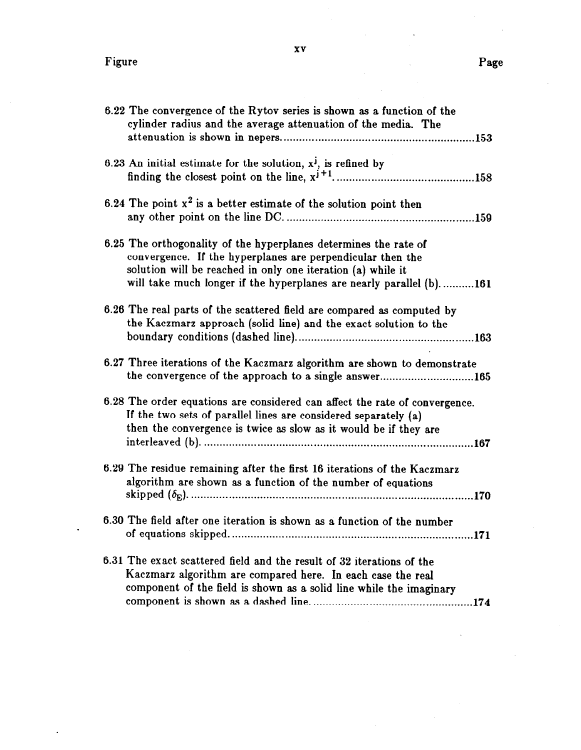| Figure | Page |
| --- | --- |
| 6.22 The convergence of the Rytov series is shown as a function of the cylinder radius and the average attenuation of the media. The attenuation is shown in nepers. | 153 |
| 6.23 An initial estimate for the solution, $x^j$, is refined by finding the closest point on the line, $x^{j+1}$. | 158 |
| 6.24 The point $x^2$ is a better estimate of the solution point then any other point on the line DC. | 159 |
| 6.25 The orthogonality of the hyperplanes determines the rate of convergence. If the hyperplanes are perpendicular then the solution will be reached in only one iteration (a) while it will take much longer if the hyperplanes are nearly parallel (b). | 161 |
| 6.26 The real parts of the scattered field are compared as computed by the Kaczmarz approach (solid line) and the exact solution to the boundary conditions (dashed line). | 163 |
| 6.27 Three iterations of the Kaczmarz algorithm are shown to demonstrate the convergence of the approach to a single answer | 165 |
| 6.28 The order equations are considered can affect the rate of convergence. If the two sets of parallel lines are considered separately (a) then the convergence is twice as slow as it would be if they are interleaved (b). | 167 |
| 6.29 The residue remaining after the first 16 iterations of the Kaczmarz algorithm are shown as a function of the number of equations skipped ($\delta_E$). | 170 |
| 6.30 The field after one iteration is shown as a function of the number of equations skipped. | 171 |
| 6.31 The exact scattered field and the result of 32 iterations of the Kaczmarz algorithm are compared here. In each case the real component of the field is shown as a solid line while the imaginary component is shown as a dashed line. | 174 |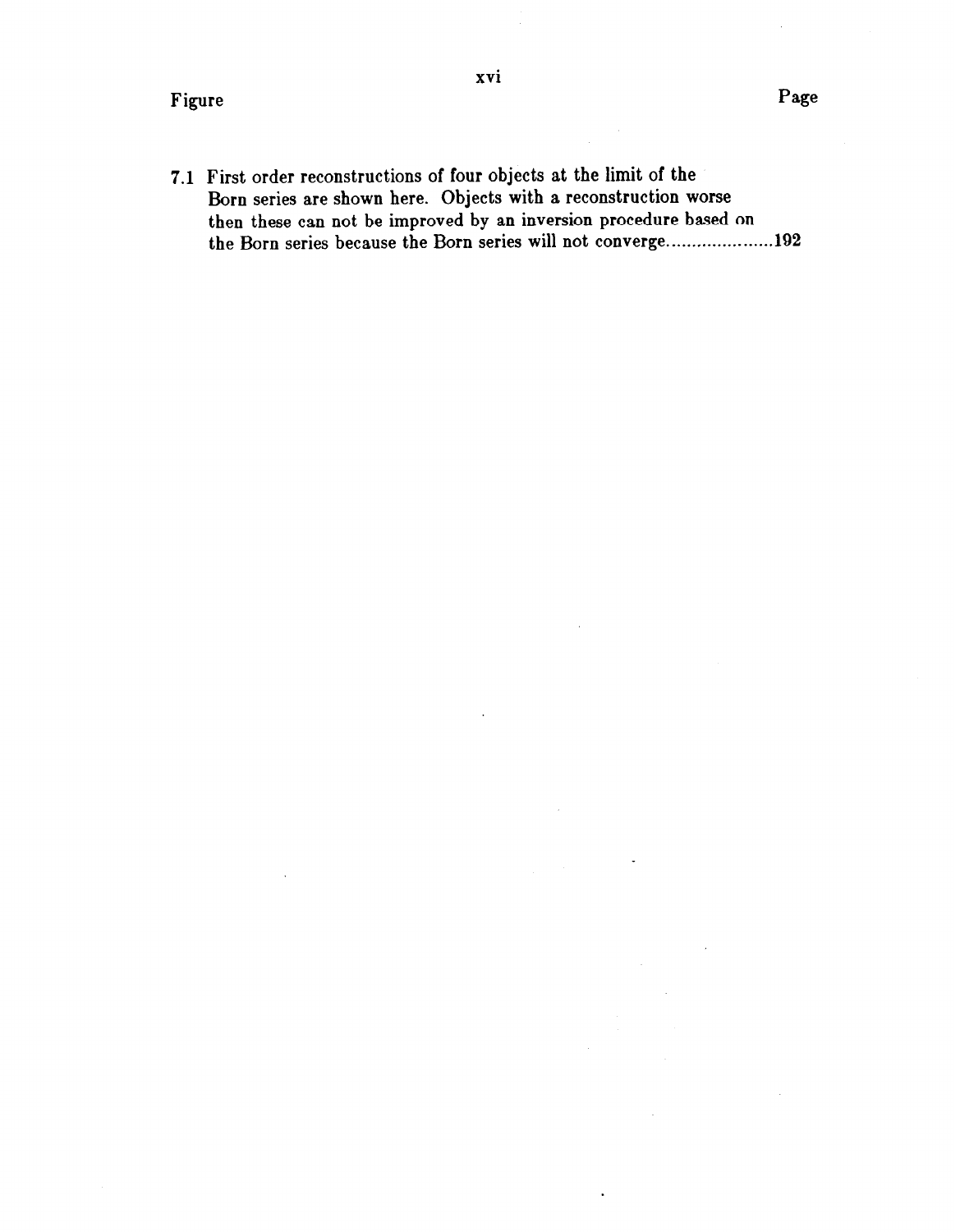| Figure | Page |
| --- | --- |
| 7.1 First order reconstructions of four objects at the limit of the Born series are shown here. Objects with a reconstruction worse then these can not be improved by an inversion procedure based on the Born series because the Born series will not converge | 192 |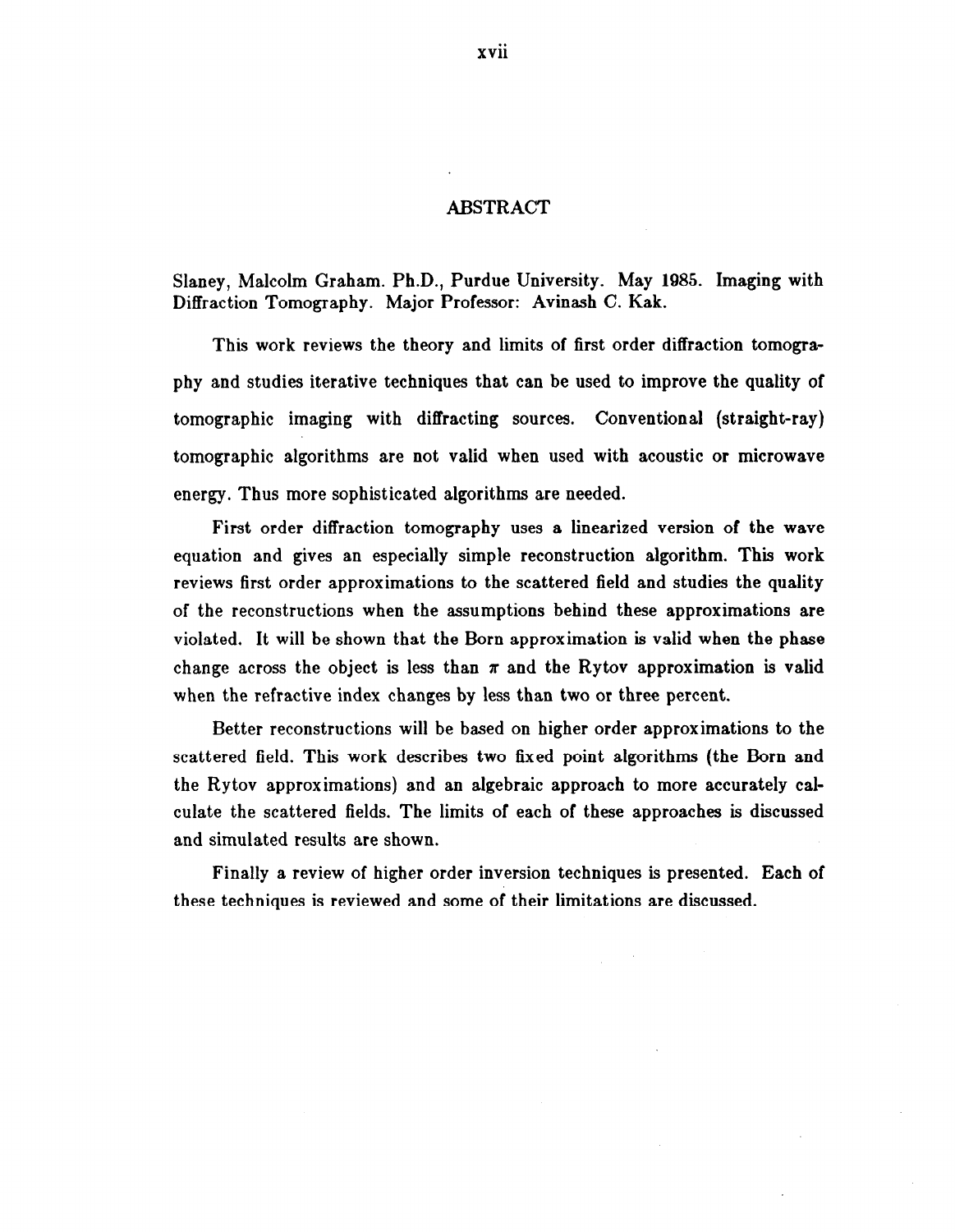# ABSTRACT

Slaney, Malcolm Graham. Ph.D., Purdue University. May 1985. Imaging with Diffraction Tomography. Major Professor: Avinash C. Kak.

This work reviews the theory and limits of first order diffraction tomography and studies iterative techniques that can be used to improve the quality of tomographic imaging with diffracting sources. Conventional (straight-ray) tomographic algorithms are not valid when used with acoustic or microwave energy. Thus more sophisticated algorithms are needed.

First order diffraction tomography uses a linearized version of the wave equation and gives an especially simple reconstruction algorithm. This work reviews first order approximations to the scattered field and studies the quality of the reconstructions when the assumptions behind these approximations are violated. It will be shown that the Born approximation is valid when the phase change across the object is less than $\pi$ and the Rytov approximation is valid when the refractive index changes by less than two or three percent.

Better reconstructions will be based on higher order approximations to the scattered field. This work describes two fixed point algorithms (the Born and the Rytov approximations) and an algebraic approach to more accurately calculate the scattered fields. The limits of each of these approaches is discussed and simulated results are shown.

Finally a review of higher order inversion techniques is presented. Each of these techniques is reviewed and some of their limitations are discussed.